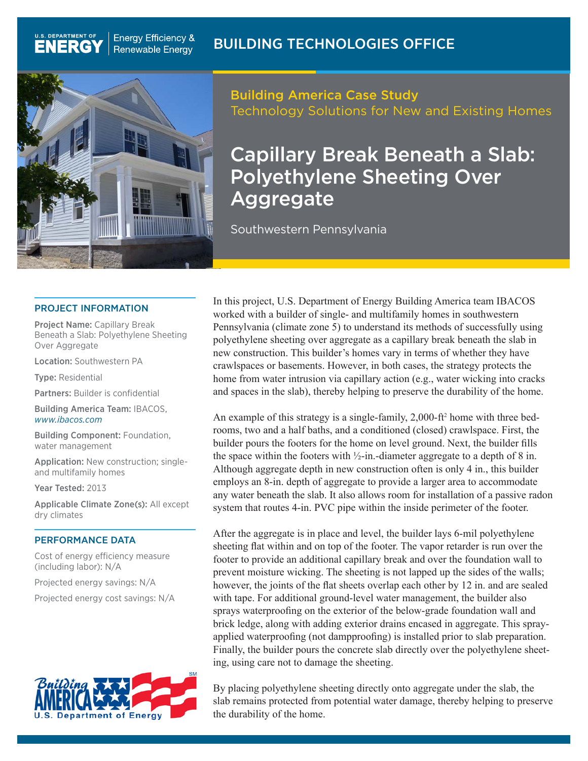U.S. DEPARTMENT OF ENERGY | Energy Efficiency & Renewable Energy

BUILDING TECHNOLOGIES OFFICE

Building America Case Study
Technology Solutions for New and Existing Homes

# Capillary Break Beneath a Slab: Polyethylene Sheeting Over Aggregate

Southwestern Pennsylvania

## PROJECT INFORMATION

**Project Name:** Capillary Break Beneath a Slab: Polyethylene Sheeting Over Aggregate

**Location:** Southwestern PA

**Type:** Residential

**Partners:** Builder is confidential

**Building America Team:** IBACOS, *www.ibacos.com*

**Building Component:** Foundation, water management

**Application:** New construction; single- and multifamily homes

**Year Tested:** 2013

**Applicable Climate Zone(s):** All except dry climates

## PERFORMANCE DATA

Cost of energy efficiency measure (including labor): N/A

Projected energy savings: N/A

Projected energy cost savings: N/A

In this project, U.S. Department of Energy Building America team IBACOS worked with a builder of single- and multifamily homes in southwestern Pennsylvania (climate zone 5) to understand its methods of successfully using polyethylene sheeting over aggregate as a capillary break beneath the slab in new construction. This builder's homes vary in terms of whether they have crawlspaces or basements. However, in both cases, the strategy protects the home from water intrusion via capillary action (e.g., water wicking into cracks and spaces in the slab), thereby helping to preserve the durability of the home.

An example of this strategy is a single-family, 2,000-ft$^2$ home with three bedrooms, two and a half baths, and a conditioned (closed) crawlspace. First, the builder pours the footers for the home on level ground. Next, the builder fills the space within the footers with ½-in.-diameter aggregate to a depth of 8 in. Although aggregate depth in new construction often is only 4 in., this builder employs an 8-in. depth of aggregate to provide a larger area to accommodate any water beneath the slab. It also allows room for installation of a passive radon system that routes 4-in. PVC pipe within the inside perimeter of the footer.

After the aggregate is in place and level, the builder lays 6-mil polyethylene sheeting flat within and on top of the footer. The vapor retarder is run over the footer to provide an additional capillary break and over the foundation wall to prevent moisture wicking. The sheeting is not lapped up the sides of the walls; however, the joints of the flat sheets overlap each other by 12 in. and are sealed with tape. For additional ground-level water management, the builder also sprays waterproofing on the exterior of the below-grade foundation wall and brick ledge, along with adding exterior drains encased in aggregate. This spray-applied waterproofing (not dampproofing) is installed prior to slab preparation. Finally, the builder pours the concrete slab directly over the polyethylene sheeting, using care not to damage the sheeting.

By placing polyethylene sheeting directly onto aggregate under the slab, the slab remains protected from potential water damage, thereby helping to preserve the durability of the home.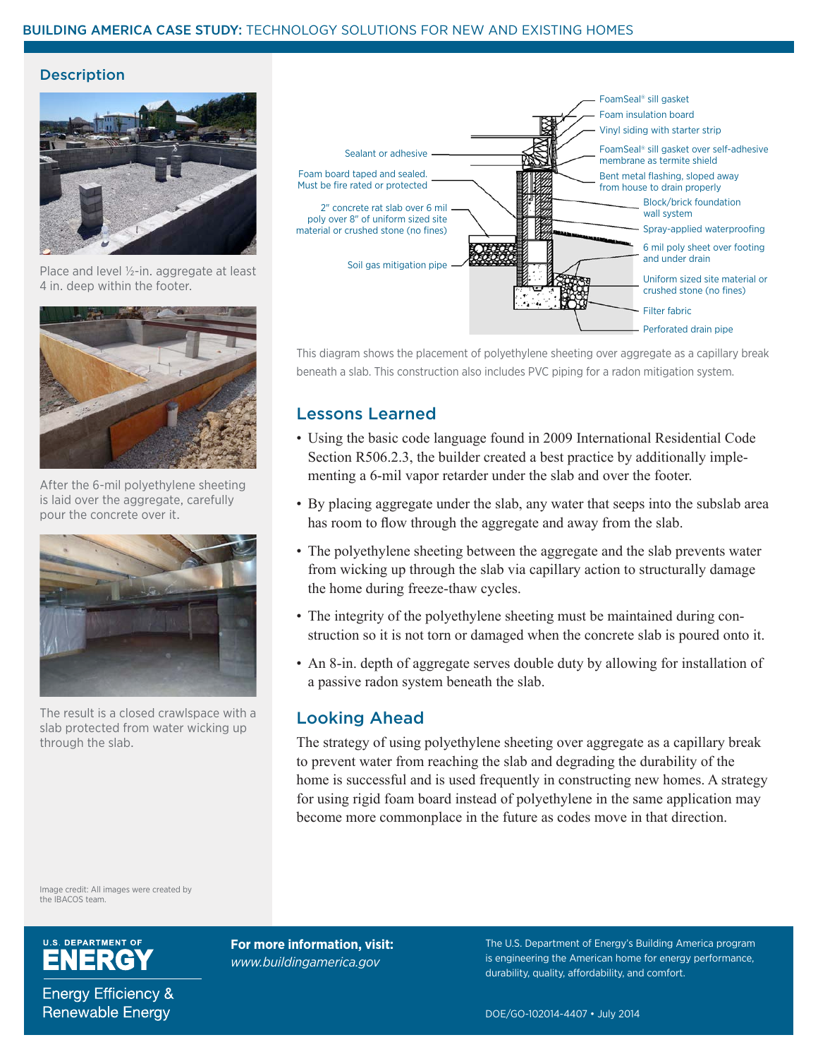## Description

Place and level ½-in. aggregate at least 4 in. deep within the footer.

After the 6-mil polyethylene sheeting is laid over the aggregate, carefully pour the concrete over it.

The result is a closed crawlspace with a slab protected from water wicking up through the slab.

Image credit: All images were created by the IBACOS team.

FoamSeal® sill gasket
Foam insulation board
Vinyl siding with starter strip
Sealant or adhesive
FoamSeal® sill gasket over self-adhesive membrane as termite shield
Foam board taped and sealed. Must be fire rated or protected
Bent metal flashing, sloped away from house to drain properly
Block/brick foundation wall system
2" concrete rat slab over 6 mil poly over 8" of uniform sized site material or crushed stone (no fines)
Spray-applied waterproofing
6 mil poly sheet over footing and under drain
Soil gas mitigation pipe
Uniform sized site material or crushed stone (no fines)
Filter fabric
Perforated drain pipe

This diagram shows the placement of polyethylene sheeting over aggregate as a capillary break beneath a slab. This construction also includes PVC piping for a radon mitigation system.

## Lessons Learned

- Using the basic code language found in 2009 International Residential Code Section R506.2.3, the builder created a best practice by additionally implementing a 6-mil vapor retarder under the slab and over the footer.
- By placing aggregate under the slab, any water that seeps into the subslab area has room to flow through the aggregate and away from the slab.
- The polyethylene sheeting between the aggregate and the slab prevents water from wicking up through the slab via capillary action to structurally damage the home during freeze-thaw cycles.
- The integrity of the polyethylene sheeting must be maintained during construction so it is not torn or damaged when the concrete slab is poured onto it.
- An 8-in. depth of aggregate serves double duty by allowing for installation of a passive radon system beneath the slab.

## Looking Ahead

The strategy of using polyethylene sheeting over aggregate as a capillary break to prevent water from reaching the slab and degrading the durability of the home is successful and is used frequently in constructing new homes. A strategy for using rigid foam board instead of polyethylene in the same application may become more commonplace in the future as codes move in that direction.

U.S. DEPARTMENT OF ENERGY

Energy Efficiency & Renewable Energy

**For more information, visit:**
*www.buildingamerica.gov*

The U.S. Department of Energy's Building America program is engineering the American home for energy performance, durability, quality, affordability, and comfort.

DOE/GO-102014-4407 • July 2014